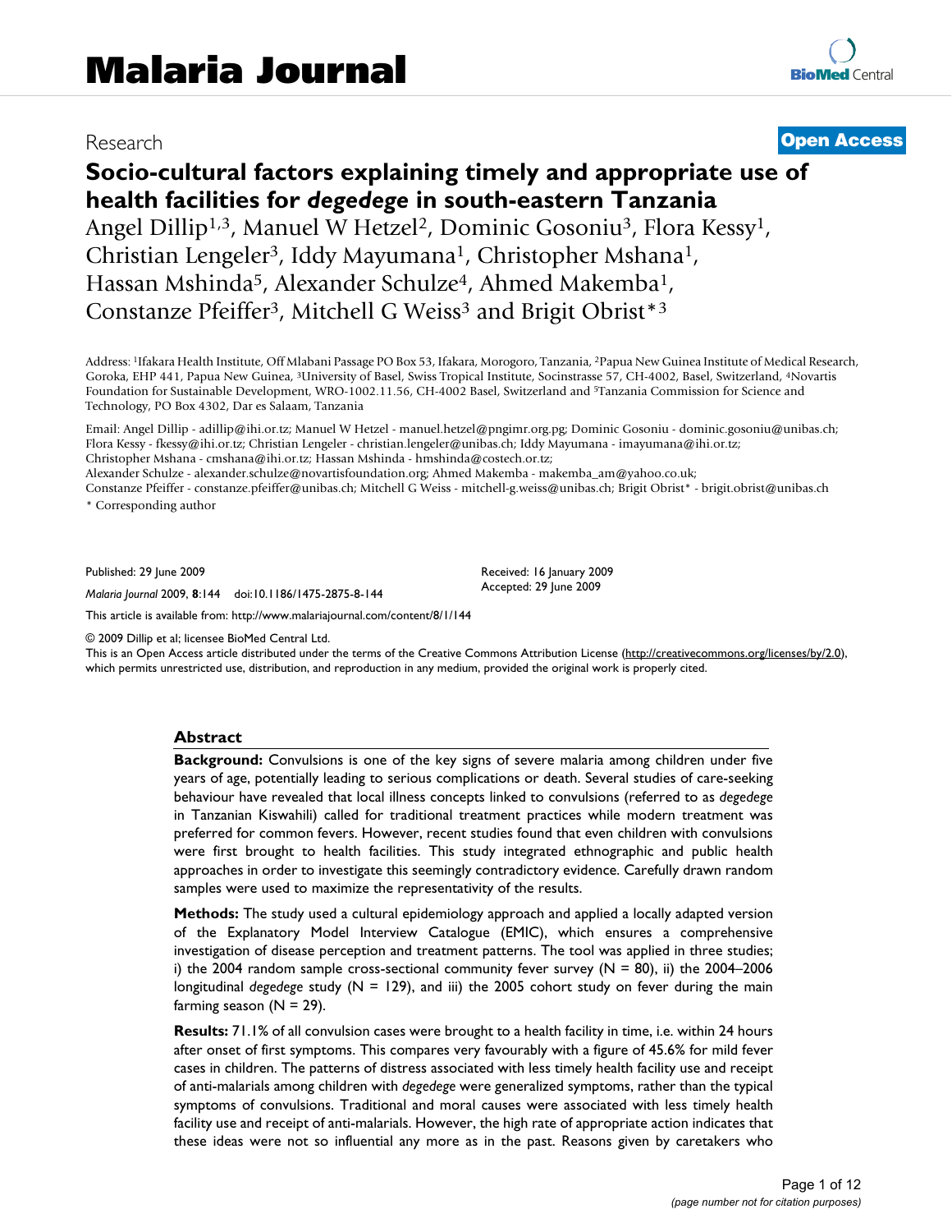# Socio-cultural factors explaining timely and appropriate use of health facilities for *degedege* in south-eastern Tanzania

Research | Open Access

Angel Dillip[1,3], Manuel W Hetzel[2], Dominic Gosoniu[3], Flora Kessy[1], Christian Lengeler[3], Iddy Mayumana[1], Christopher Mshana[1], Hassan Mshinda[5], Alexander Schulze[4], Ahmed Makemba[1], Constanze Pfeiffer[3], Mitchell G Weiss[3] and Brigit Obrist*[3]

Address: [1]Ifakara Health Institute, Off Mlabani Passage PO Box 53, Ifakara, Morogoro, Tanzania, [2]Papua New Guinea Institute of Medical Research, Goroka, EHP 441, Papua New Guinea, [3]University of Basel, Swiss Tropical Institute, Socinstrasse 57, CH-4002, Basel, Switzerland, [4]Novartis Foundation for Sustainable Development, WRO-1002.11.56, CH-4002 Basel, Switzerland and [5]Tanzania Commission for Science and Technology, PO Box 4302, Dar es Salaam, Tanzania

Email: Angel Dillip - adillip@ihi.or.tz; Manuel W Hetzel - manuel.hetzel@pngimr.org.pg; Dominic Gosoniu - dominic.gosoniu@unibas.ch; Flora Kessy - fkessy@ihi.or.tz; Christian Lengeler - christian.lengeler@unibas.ch; Iddy Mayumana - imayumana@ihi.or.tz; Christopher Mshana - cmshana@ihi.or.tz; Hassan Mshinda - hmshinda@costech.or.tz; Alexander Schulze - alexander.schulze@novartisfoundation.org; Ahmed Makemba - makemba_am@yahoo.co.uk; Constanze Pfeiffer - constanze.pfeiffer@unibas.ch; Mitchell G Weiss - mitchell-g.weiss@unibas.ch; Brigit Obrist* - brigit.obrist@unibas.ch

\* Corresponding author

Published: 29 June 2009

*Malaria Journal* 2009, **8**:144 doi:10.1186/1475-2875-8-144

Received: 16 January 2009
Accepted: 29 June 2009

This article is available from: http://www.malariajournal.com/content/8/1/144

© 2009 Dillip et al; licensee BioMed Central Ltd.

This is an Open Access article distributed under the terms of the Creative Commons Attribution License (http://creativecommons.org/licenses/by/2.0), which permits unrestricted use, distribution, and reproduction in any medium, provided the original work is properly cited.

## Abstract

**Background:** Convulsions is one of the key signs of severe malaria among children under five years of age, potentially leading to serious complications or death. Several studies of care-seeking behaviour have revealed that local illness concepts linked to convulsions (referred to as *degedege* in Tanzanian Kiswahili) called for traditional treatment practices while modern treatment was preferred for common fevers. However, recent studies found that even children with convulsions were first brought to health facilities. This study integrated ethnographic and public health approaches in order to investigate this seemingly contradictory evidence. Carefully drawn random samples were used to maximize the representativity of the results.

**Methods:** The study used a cultural epidemiology approach and applied a locally adapted version of the Explanatory Model Interview Catalogue (EMIC), which ensures a comprehensive investigation of disease perception and treatment patterns. The tool was applied in three studies; i) the 2004 random sample cross-sectional community fever survey (N = 80), ii) the 2004–2006 longitudinal *degedege* study (N = 129), and iii) the 2005 cohort study on fever during the main farming season (N = 29).

**Results:** 71.1% of all convulsion cases were brought to a health facility in time, i.e. within 24 hours after onset of first symptoms. This compares very favourably with a figure of 45.6% for mild fever cases in children. The patterns of distress associated with less timely health facility use and receipt of anti-malarials among children with *degedege* were generalized symptoms, rather than the typical symptoms of convulsions. Traditional and moral causes were associated with less timely health facility use and receipt of anti-malarials. However, the high rate of appropriate action indicates that these ideas were not so influential any more as in the past. Reasons given by caretakers who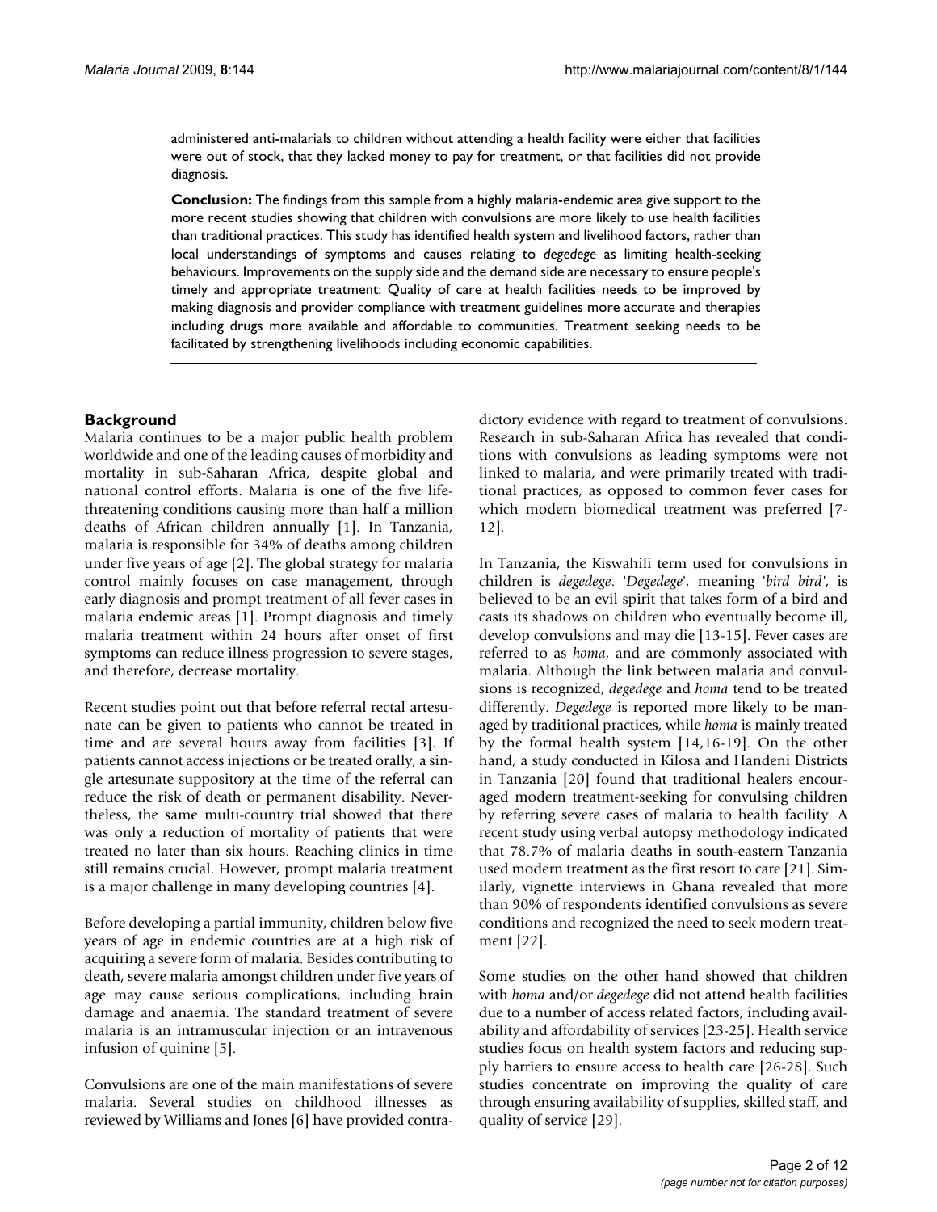administered anti-malarials to children without attending a health facility were either that facilities were out of stock, that they lacked money to pay for treatment, or that facilities did not provide diagnosis.

**Conclusion:** The findings from this sample from a highly malaria-endemic area give support to the more recent studies showing that children with convulsions are more likely to use health facilities than traditional practices. This study has identified health system and livelihood factors, rather than local understandings of symptoms and causes relating to *degedege* as limiting health-seeking behaviours. Improvements on the supply side and the demand side are necessary to ensure people's timely and appropriate treatment: Quality of care at health facilities needs to be improved by making diagnosis and provider compliance with treatment guidelines more accurate and therapies including drugs more available and affordable to communities. Treatment seeking needs to be facilitated by strengthening livelihoods including economic capabilities.

## Background

Malaria continues to be a major public health problem worldwide and one of the leading causes of morbidity and mortality in sub-Saharan Africa, despite global and national control efforts. Malaria is one of the five life-threatening conditions causing more than half a million deaths of African children annually [1]. In Tanzania, malaria is responsible for 34% of deaths among children under five years of age [2]. The global strategy for malaria control mainly focuses on case management, through early diagnosis and prompt treatment of all fever cases in malaria endemic areas [1]. Prompt diagnosis and timely malaria treatment within 24 hours after onset of first symptoms can reduce illness progression to severe stages, and therefore, decrease mortality.

Recent studies point out that before referral rectal artesunate can be given to patients who cannot be treated in time and are several hours away from facilities [3]. If patients cannot access injections or be treated orally, a single artesunate suppository at the time of the referral can reduce the risk of death or permanent disability. Nevertheless, the same multi-country trial showed that there was only a reduction of mortality of patients that were treated no later than six hours. Reaching clinics in time still remains crucial. However, prompt malaria treatment is a major challenge in many developing countries [4].

Before developing a partial immunity, children below five years of age in endemic countries are at a high risk of acquiring a severe form of malaria. Besides contributing to death, severe malaria amongst children under five years of age may cause serious complications, including brain damage and anaemia. The standard treatment of severe malaria is an intramuscular injection or an intravenous infusion of quinine [5].

Convulsions are one of the main manifestations of severe malaria. Several studies on childhood illnesses as reviewed by Williams and Jones [6] have provided contradictory evidence with regard to treatment of convulsions. Research in sub-Saharan Africa has revealed that conditions with convulsions as leading symptoms were not linked to malaria, and were primarily treated with traditional practices, as opposed to common fever cases for which modern biomedical treatment was preferred [7-12].

In Tanzania, the Kiswahili term used for convulsions in children is *degedege*. '*Degedege*', meaning '*bird bird*', is believed to be an evil spirit that takes form of a bird and casts its shadows on children who eventually become ill, develop convulsions and may die [13-15]. Fever cases are referred to as *homa*, and are commonly associated with malaria. Although the link between malaria and convulsions is recognized, *degedege* and *homa* tend to be treated differently. *Degedege* is reported more likely to be managed by traditional practices, while *homa* is mainly treated by the formal health system [14,16-19]. On the other hand, a study conducted in Kilosa and Handeni Districts in Tanzania [20] found that traditional healers encouraged modern treatment-seeking for convulsing children by referring severe cases of malaria to health facility. A recent study using verbal autopsy methodology indicated that 78.7% of malaria deaths in south-eastern Tanzania used modern treatment as the first resort to care [21]. Similarly, vignette interviews in Ghana revealed that more than 90% of respondents identified convulsions as severe conditions and recognized the need to seek modern treatment [22].

Some studies on the other hand showed that children with *homa* and/or *degedege* did not attend health facilities due to a number of access related factors, including availability and affordability of services [23-25]. Health service studies focus on health system factors and reducing supply barriers to ensure access to health care [26-28]. Such studies concentrate on improving the quality of care through ensuring availability of supplies, skilled staff, and quality of service [29].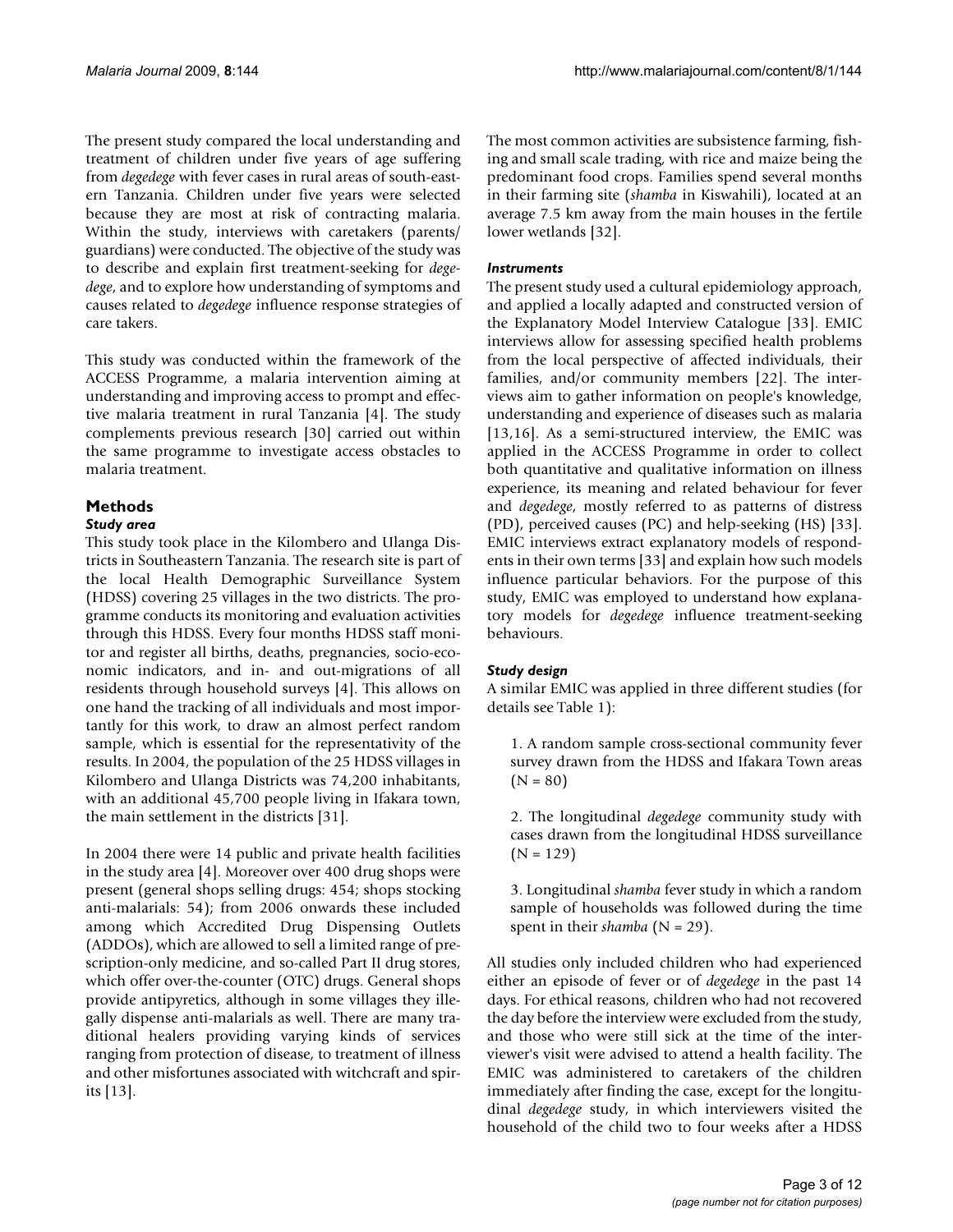The present study compared the local understanding and treatment of children under five years of age suffering from *degedege* with fever cases in rural areas of south-eastern Tanzania. Children under five years were selected because they are most at risk of contracting malaria. Within the study, interviews with caretakers (parents/guardians) were conducted. The objective of the study was to describe and explain first treatment-seeking for *degedege*, and to explore how understanding of symptoms and causes related to *degedege* influence response strategies of care takers.

This study was conducted within the framework of the ACCESS Programme, a malaria intervention aiming at understanding and improving access to prompt and effective malaria treatment in rural Tanzania [4]. The study complements previous research [30] carried out within the same programme to investigate access obstacles to malaria treatment.

## Methods

### Study area

This study took place in the Kilombero and Ulanga Districts in Southeastern Tanzania. The research site is part of the local Health Demographic Surveillance System (HDSS) covering 25 villages in the two districts. The programme conducts its monitoring and evaluation activities through this HDSS. Every four months HDSS staff monitor and register all births, deaths, pregnancies, socio-economic indicators, and in- and out-migrations of all residents through household surveys [4]. This allows on one hand the tracking of all individuals and most importantly for this work, to draw an almost perfect random sample, which is essential for the representativity of the results. In 2004, the population of the 25 HDSS villages in Kilombero and Ulanga Districts was 74,200 inhabitants, with an additional 45,700 people living in Ifakara town, the main settlement in the districts [31].

In 2004 there were 14 public and private health facilities in the study area [4]. Moreover over 400 drug shops were present (general shops selling drugs: 454; shops stocking anti-malarials: 54); from 2006 onwards these included among which Accredited Drug Dispensing Outlets (ADDOs), which are allowed to sell a limited range of prescription-only medicine, and so-called Part II drug stores, which offer over-the-counter (OTC) drugs. General shops provide antipyretics, although in some villages they illegally dispense anti-malarials as well. There are many traditional healers providing varying kinds of services ranging from protection of disease, to treatment of illness and other misfortunes associated with witchcraft and spirits [13].

The most common activities are subsistence farming, fishing and small scale trading, with rice and maize being the predominant food crops. Families spend several months in their farming site (*shamba* in Kiswahili), located at an average 7.5 km away from the main houses in the fertile lower wetlands [32].

### Instruments

The present study used a cultural epidemiology approach, and applied a locally adapted and constructed version of the Explanatory Model Interview Catalogue [33]. EMIC interviews allow for assessing specified health problems from the local perspective of affected individuals, their families, and/or community members [22]. The interviews aim to gather information on people's knowledge, understanding and experience of diseases such as malaria [13,16]. As a semi-structured interview, the EMIC was applied in the ACCESS Programme in order to collect both quantitative and qualitative information on illness experience, its meaning and related behaviour for fever and *degedege*, mostly referred to as patterns of distress (PD), perceived causes (PC) and help-seeking (HS) [33]. EMIC interviews extract explanatory models of respondents in their own terms [33] and explain how such models influence particular behaviors. For the purpose of this study, EMIC was employed to understand how explanatory models for *degedege* influence treatment-seeking behaviours.

### Study design

A similar EMIC was applied in three different studies (for details see Table 1):

1. A random sample cross-sectional community fever survey drawn from the HDSS and Ifakara Town areas (N = 80)

2. The longitudinal *degedege* community study with cases drawn from the longitudinal HDSS surveillance (N = 129)

3. Longitudinal *shamba* fever study in which a random sample of households was followed during the time spent in their *shamba* (N = 29).

All studies only included children who had experienced either an episode of fever or of *degedege* in the past 14 days. For ethical reasons, children who had not recovered the day before the interview were excluded from the study, and those who were still sick at the time of the interviewer's visit were advised to attend a health facility. The EMIC was administered to caretakers of the children immediately after finding the case, except for the longitudinal *degedege* study, in which interviewers visited the household of the child two to four weeks after a HDSS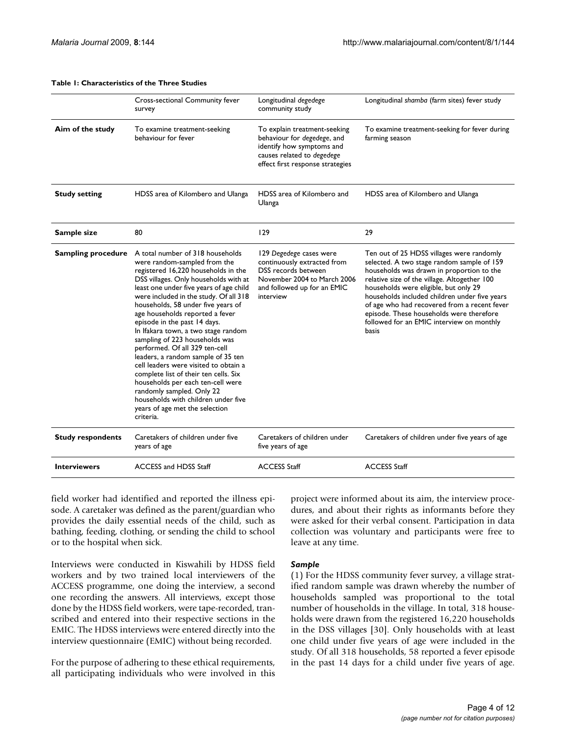**Table 1: Characteristics of the Three Studies**

| | Cross-sectional Community fever survey | Longitudinal *degedege* community study | Longitudinal *shamba* (farm sites) fever study |
|---|---|---|---|
| **Aim of the study** | To examine treatment-seeking behaviour for fever | To explain treatment-seeking behaviour for *degedege*, and identify how symptoms and causes related to *degedege* effect first response strategies | To examine treatment-seeking for fever during farming season |
| **Study setting** | HDSS area of Kilombero and Ulanga | HDSS area of Kilombero and Ulanga | HDSS area of Kilombero and Ulanga |
| **Sample size** | 80 | 129 | 29 |
| **Sampling procedure** | A total number of 318 households were random-sampled from the registered 16,220 households in the DSS villages. Only households with at least one under five years of age child were included in the study. Of all 318 households, 58 under five years of age households reported a fever episode in the past 14 days. In Ifakara town, a two stage random sampling of 223 households was performed. Of all 329 ten-cell leaders, a random sample of 35 ten cell leaders were visited to obtain a complete list of their ten cells. Six households per each ten-cell were randomly sampled. Only 22 households with children under five years of age met the selection criteria. | 129 *Degedege* cases were continuously extracted from DSS records between November 2004 to March 2006 and followed up for an EMIC interview | Ten out of 25 HDSS villages were randomly selected. A two stage random sample of 159 households was drawn in proportion to the relative size of the village. Altogether 100 households were eligible, but only 29 households included children under five years of age who had recovered from a recent fever episode. These households were therefore followed for an EMIC interview on monthly basis |
| **Study respondents** | Caretakers of children under five years of age | Caretakers of children under five years of age | Caretakers of children under five years of age |
| **Interviewers** | ACCESS and HDSS Staff | ACCESS Staff | ACCESS Staff |

field worker had identified and reported the illness episode. A caretaker was defined as the parent/guardian who provides the daily essential needs of the child, such as bathing, feeding, clothing, or sending the child to school or to the hospital when sick.

Interviews were conducted in Kiswahili by HDSS field workers and by two trained local interviewers of the ACCESS programme, one doing the interview, a second one recording the answers. All interviews, except those done by the HDSS field workers, were tape-recorded, transcribed and entered into their respective sections in the EMIC. The HDSS interviews were entered directly into the interview questionnaire (EMIC) without being recorded.

For the purpose of adhering to these ethical requirements, all participating individuals who were involved in this project were informed about its aim, the interview procedures, and about their rights as informants before they were asked for their verbal consent. Participation in data collection was voluntary and participants were free to leave at any time.

### *Sample*

(1) For the HDSS community fever survey, a village stratified random sample was drawn whereby the number of households sampled was proportional to the total number of households in the village. In total, 318 households were drawn from the registered 16,220 households in the DSS villages [30]. Only households with at least one child under five years of age were included in the study. Of all 318 households, 58 reported a fever episode in the past 14 days for a child under five years of age.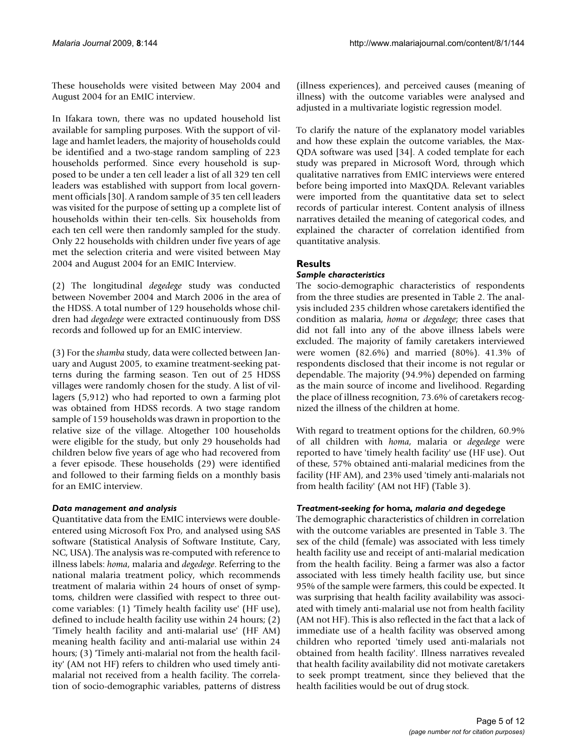These households were visited between May 2004 and August 2004 for an EMIC interview.

In Ifakara town, there was no updated household list available for sampling purposes. With the support of village and hamlet leaders, the majority of households could be identified and a two-stage random sampling of 223 households performed. Since every household is supposed to be under a ten cell leader a list of all 329 ten cell leaders was established with support from local government officials [30]. A random sample of 35 ten cell leaders was visited for the purpose of setting up a complete list of households within their ten-cells. Six households from each ten cell were then randomly sampled for the study. Only 22 households with children under five years of age met the selection criteria and were visited between May 2004 and August 2004 for an EMIC Interview.

(2) The longitudinal *degedege* study was conducted between November 2004 and March 2006 in the area of the HDSS. A total number of 129 households whose children had *degedege* were extracted continuously from DSS records and followed up for an EMIC interview.

(3) For the *shamba* study, data were collected between January and August 2005, to examine treatment-seeking patterns during the farming season. Ten out of 25 HDSS villages were randomly chosen for the study. A list of villagers (5,912) who had reported to own a farming plot was obtained from HDSS records. A two stage random sample of 159 households was drawn in proportion to the relative size of the village. Altogether 100 households were eligible for the study, but only 29 households had children below five years of age who had recovered from a fever episode. These households (29) were identified and followed to their farming fields on a monthly basis for an EMIC interview.

### *Data management and analysis*

Quantitative data from the EMIC interviews were double-entered using Microsoft Fox Pro, and analysed using SAS software (Statistical Analysis of Software Institute, Cary, NC, USA). The analysis was re-computed with reference to illness labels: *homa*, malaria and *degedege*. Referring to the national malaria treatment policy, which recommends treatment of malaria within 24 hours of onset of symptoms, children were classified with respect to three outcome variables: (1) 'Timely health facility use' (HF use), defined to include health facility use within 24 hours; (2) 'Timely health facility and anti-malarial use' (HF AM) meaning health facility and anti-malarial use within 24 hours; (3) 'Timely anti-malarial not from the health facility' (AM not HF) refers to children who used timely anti-malarial not received from a health facility. The correlation of socio-demographic variables, patterns of distress (illness experiences), and perceived causes (meaning of illness) with the outcome variables were analysed and adjusted in a multivariate logistic regression model.

To clarify the nature of the explanatory model variables and how these explain the outcome variables, the MaxQDA software was used [34]. A coded template for each study was prepared in Microsoft Word, through which qualitative narratives from EMIC interviews were entered before being imported into MaxQDA. Relevant variables were imported from the quantitative data set to select records of particular interest. Content analysis of illness narratives detailed the meaning of categorical codes, and explained the character of correlation identified from quantitative analysis.

## Results

### *Sample characteristics*

The socio-demographic characteristics of respondents from the three studies are presented in Table 2. The analysis included 235 children whose caretakers identified the condition as malaria, *homa* or *degedege*; three cases that did not fall into any of the above illness labels were excluded. The majority of family caretakers interviewed were women (82.6%) and married (80%). 41.3% of respondents disclosed that their income is not regular or dependable. The majority (94.9%) depended on farming as the main source of income and livelihood. Regarding the place of illness recognition, 73.6% of caretakers recognized the illness of the children at home.

With regard to treatment options for the children, 60.9% of all children with *homa*, malaria or *degedege* were reported to have 'timely health facility' use (HF use). Out of these, 57% obtained anti-malarial medicines from the facility (HF AM), and 23% used 'timely anti-malarials not from health facility' (AM not HF) (Table 3).

### *Treatment-seeking for* **homa***, malaria and* **degedege**

The demographic characteristics of children in correlation with the outcome variables are presented in Table 3. The sex of the child (female) was associated with less timely health facility use and receipt of anti-malarial medication from the health facility. Being a farmer was also a factor associated with less timely health facility use, but since 95% of the sample were farmers, this could be expected. It was surprising that health facility availability was associated with timely anti-malarial use not from health facility (AM not HF). This is also reflected in the fact that a lack of immediate use of a health facility was observed among children who reported 'timely used anti-malarials not obtained from health facility'. Illness narratives revealed that health facility availability did not motivate caretakers to seek prompt treatment, since they believed that the health facilities would be out of drug stock.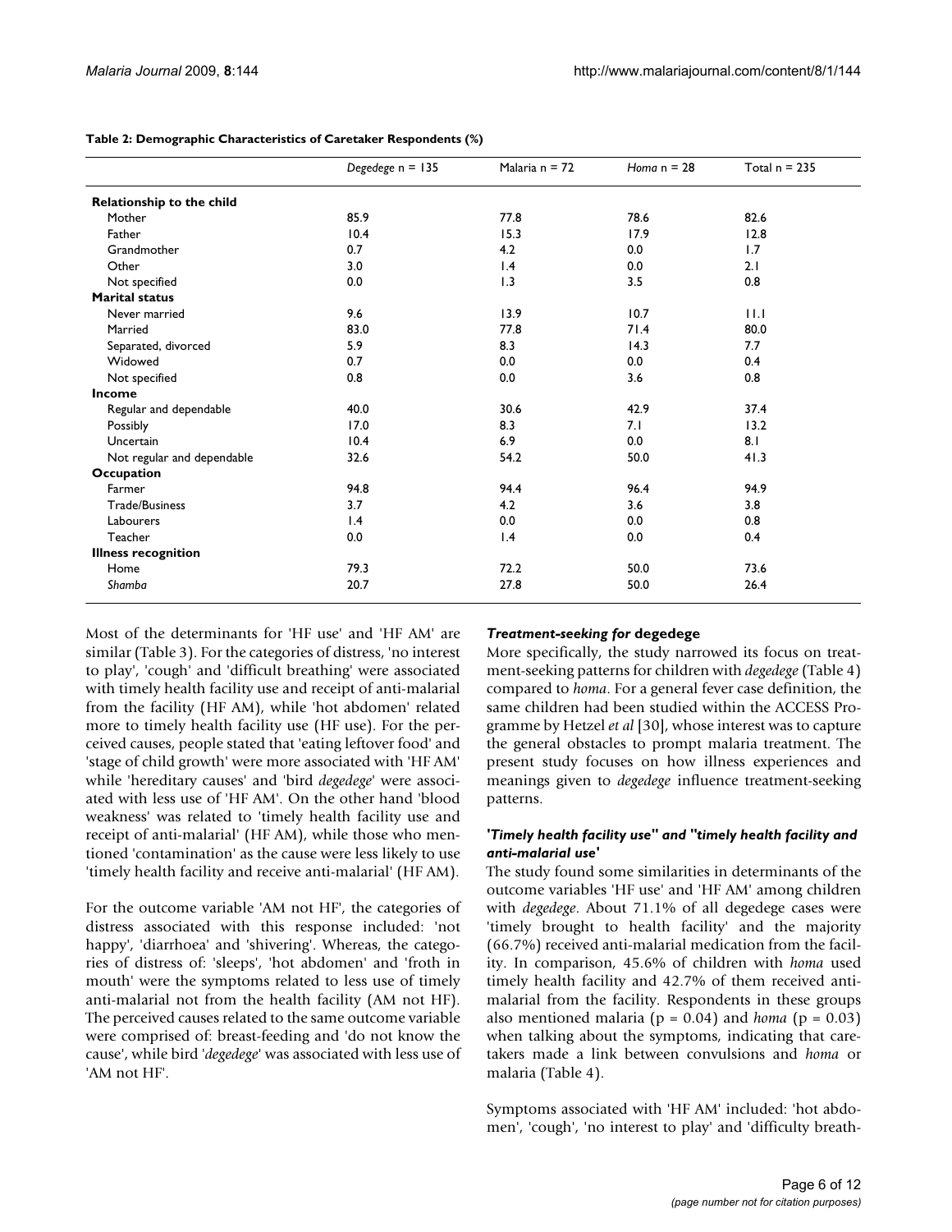**Table 2: Demographic Characteristics of Caretaker Respondents (%)**

| | *Degedege* n = 135 | Malaria n = 72 | *Homa* n = 28 | Total n = 235 |
|---|---|---|---|---|
| **Relationship to the child** | | | | |
| Mother | 85.9 | 77.8 | 78.6 | 82.6 |
| Father | 10.4 | 15.3 | 17.9 | 12.8 |
| Grandmother | 0.7 | 4.2 | 0.0 | 1.7 |
| Other | 3.0 | 1.4 | 0.0 | 2.1 |
| Not specified | 0.0 | 1.3 | 3.5 | 0.8 |
| **Marital status** | | | | |
| Never married | 9.6 | 13.9 | 10.7 | 11.1 |
| Married | 83.0 | 77.8 | 71.4 | 80.0 |
| Separated, divorced | 5.9 | 8.3 | 14.3 | 7.7 |
| Widowed | 0.7 | 0.0 | 0.0 | 0.4 |
| Not specified | 0.8 | 0.0 | 3.6 | 0.8 |
| **Income** | | | | |
| Regular and dependable | 40.0 | 30.6 | 42.9 | 37.4 |
| Possibly | 17.0 | 8.3 | 7.1 | 13.2 |
| Uncertain | 10.4 | 6.9 | 0.0 | 8.1 |
| Not regular and dependable | 32.6 | 54.2 | 50.0 | 41.3 |
| **Occupation** | | | | |
| Farmer | 94.8 | 94.4 | 96.4 | 94.9 |
| Trade/Business | 3.7 | 4.2 | 3.6 | 3.8 |
| Labourers | 1.4 | 0.0 | 0.0 | 0.8 |
| Teacher | 0.0 | 1.4 | 0.0 | 0.4 |
| **Illness recognition** | | | | |
| Home | 79.3 | 72.2 | 50.0 | 73.6 |
| *Shamba* | 20.7 | 27.8 | 50.0 | 26.4 |

Most of the determinants for 'HF use' and 'HF AM' are similar (Table 3). For the categories of distress, 'no interest to play', 'cough' and 'difficult breathing' were associated with timely health facility use and receipt of anti-malarial from the facility (HF AM), while 'hot abdomen' related more to timely health facility use (HF use). For the perceived causes, people stated that 'eating leftover food' and 'stage of child growth' were more associated with 'HF AM' while 'hereditary causes' and 'bird *degedege*' were associated with less use of 'HF AM'. On the other hand 'blood weakness' was related to 'timely health facility use and receipt of anti-malarial' (HF AM), while those who mentioned 'contamination' as the cause were less likely to use 'timely health facility and receive anti-malarial' (HF AM).

For the outcome variable 'AM not HF', the categories of distress associated with this response included: 'not happy', 'diarrhoea' and 'shivering'. Whereas, the categories of distress of: 'sleeps', 'hot abdomen' and 'froth in mouth' were the symptoms related to less use of timely anti-malarial not from the health facility (AM not HF). The perceived causes related to the same outcome variable were comprised of: breast-feeding and 'do not know the cause', while bird '*degedege*' was associated with less use of 'AM not HF'.

### *Treatment-seeking for* degedege

More specifically, the study narrowed its focus on treatment-seeking patterns for children with *degedege* (Table 4) compared to *homa*. For a general fever case definition, the same children had been studied within the ACCESS Programme by Hetzel *et al* [30], whose interest was to capture the general obstacles to prompt malaria treatment. The present study focuses on how illness experiences and meanings given to *degedege* influence treatment-seeking patterns.

#### *'Timely health facility use" and "timely health facility and anti-malarial use'*

The study found some similarities in determinants of the outcome variables 'HF use' and 'HF AM' among children with *degedege*. About 71.1% of all degedege cases were 'timely brought to health facility' and the majority (66.7%) received anti-malarial medication from the facility. In comparison, 45.6% of children with *homa* used timely health facility and 42.7% of them received anti-malarial from the facility. Respondents in these groups also mentioned malaria ($p = 0.04$) and *homa* ($p = 0.03$) when talking about the symptoms, indicating that caretakers made a link between convulsions and *homa* or malaria (Table 4).

Symptoms associated with 'HF AM' included: 'hot abdomen', 'cough', 'no interest to play' and 'difficulty breath-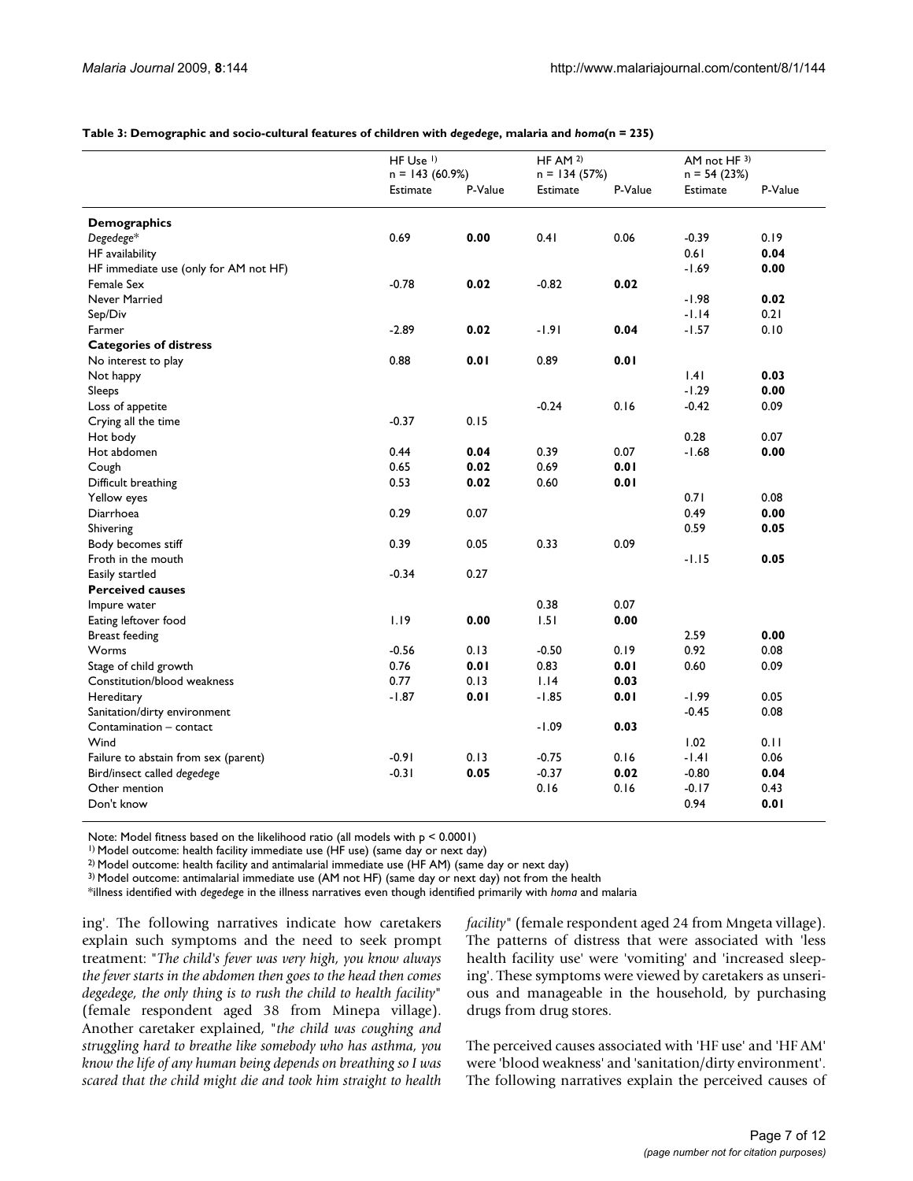**Table 3: Demographic and socio-cultural features of children with *degedege*, malaria and *homa*(n = 235)**

| | HF Use [1) ] n = 143 (60.9%) | | HF AM [2) ] n = 134 (57%) | | AM not HF [3) ] n = 54 (23%) | |
|---|---|---|---|---|---|---|
| | Estimate | P-Value | Estimate | P-Value | Estimate | P-Value |
| **Demographics** | | | | | | |
| *Degedege\** | 0.69 | **0.00** | 0.41 | 0.06 | -0.39 | 0.19 |
| HF availability | | | | | 0.61 | **0.04** |
| HF immediate use (only for AM not HF) | | | | | -1.69 | **0.00** |
| Female Sex | -0.78 | **0.02** | -0.82 | **0.02** | | |
| Never Married | | | | | -1.98 | **0.02** |
| Sep/Div | | | | | -1.14 | 0.21 |
| Farmer | -2.89 | **0.02** | -1.91 | **0.04** | -1.57 | 0.10 |
| **Categories of distress** | | | | | | |
| No interest to play | 0.88 | **0.01** | 0.89 | **0.01** | | |
| Not happy | | | | | 1.41 | **0.03** |
| Sleeps | | | | | -1.29 | **0.00** |
| Loss of appetite | | | -0.24 | 0.16 | -0.42 | 0.09 |
| Crying all the time | -0.37 | 0.15 | | | | |
| Hot body | | | | | 0.28 | 0.07 |
| Hot abdomen | 0.44 | **0.04** | 0.39 | 0.07 | -1.68 | **0.00** |
| Cough | 0.65 | **0.02** | 0.69 | **0.01** | | |
| Difficult breathing | 0.53 | **0.02** | 0.60 | **0.01** | | |
| Yellow eyes | | | | | 0.71 | 0.08 |
| Diarrhoea | 0.29 | 0.07 | | | 0.49 | **0.00** |
| Shivering | | | | | 0.59 | **0.05** |
| Body becomes stiff | 0.39 | 0.05 | 0.33 | 0.09 | | |
| Froth in the mouth | | | | | -1.15 | **0.05** |
| Easily startled | -0.34 | 0.27 | | | | |
| **Perceived causes** | | | | | | |
| Impure water | | | 0.38 | 0.07 | | |
| Eating leftover food | 1.19 | **0.00** | 1.51 | **0.00** | | |
| Breast feeding | | | | | 2.59 | **0.00** |
| Worms | -0.56 | 0.13 | -0.50 | 0.19 | 0.92 | 0.08 |
| Stage of child growth | 0.76 | **0.01** | 0.83 | **0.01** | 0.60 | 0.09 |
| Constitution/blood weakness | 0.77 | 0.13 | 1.14 | **0.03** | | |
| Hereditary | -1.87 | **0.01** | -1.85 | **0.01** | -1.99 | 0.05 |
| Sanitation/dirty environment | | | | | -0.45 | 0.08 |
| Contamination – contact | | | -1.09 | **0.03** | | |
| Wind | | | | | 1.02 | 0.11 |
| Failure to abstain from sex (parent) | -0.91 | 0.13 | -0.75 | 0.16 | -1.41 | 0.06 |
| Bird/insect called *degedege* | -0.31 | **0.05** | -0.37 | **0.02** | -0.80 | **0.04** |
| Other mention | | | 0.16 | 0.16 | -0.17 | 0.43 |
| Don't know | | | | | 0.94 | **0.01** |

Note: Model fitness based on the likelihood ratio (all models with $p < 0.0001$)

[1)] Model outcome: health facility immediate use (HF use) (same day or next day)

[2)] Model outcome: health facility and antimalarial immediate use (HF AM) (same day or next day)

[3)] Model outcome: antimalarial immediate use (AM not HF) (same day or next day) not from the health

\*illness identified with *degedege* in the illness narratives even though identified primarily with *homa* and malaria

ing'. The following narratives indicate how caretakers explain such symptoms and the need to seek prompt treatment: "*The child's fever was very high, you know always the fever starts in the abdomen then goes to the head then comes degedege, the only thing is to rush the child to health facility*" (female respondent aged 38 from Minepa village). Another caretaker explained, "*the child was coughing and struggling hard to breathe like somebody who has asthma, you know the life of any human being depends on breathing so I was scared that the child might die and took him straight to health facility*" (female respondent aged 24 from Mngeta village). The patterns of distress that were associated with 'less health facility use' were 'vomiting' and 'increased sleeping'. These symptoms were viewed by caretakers as unserious and manageable in the household, by purchasing drugs from drug stores.

The perceived causes associated with 'HF use' and 'HF AM' were 'blood weakness' and 'sanitation/dirty environment'. The following narratives explain the perceived causes of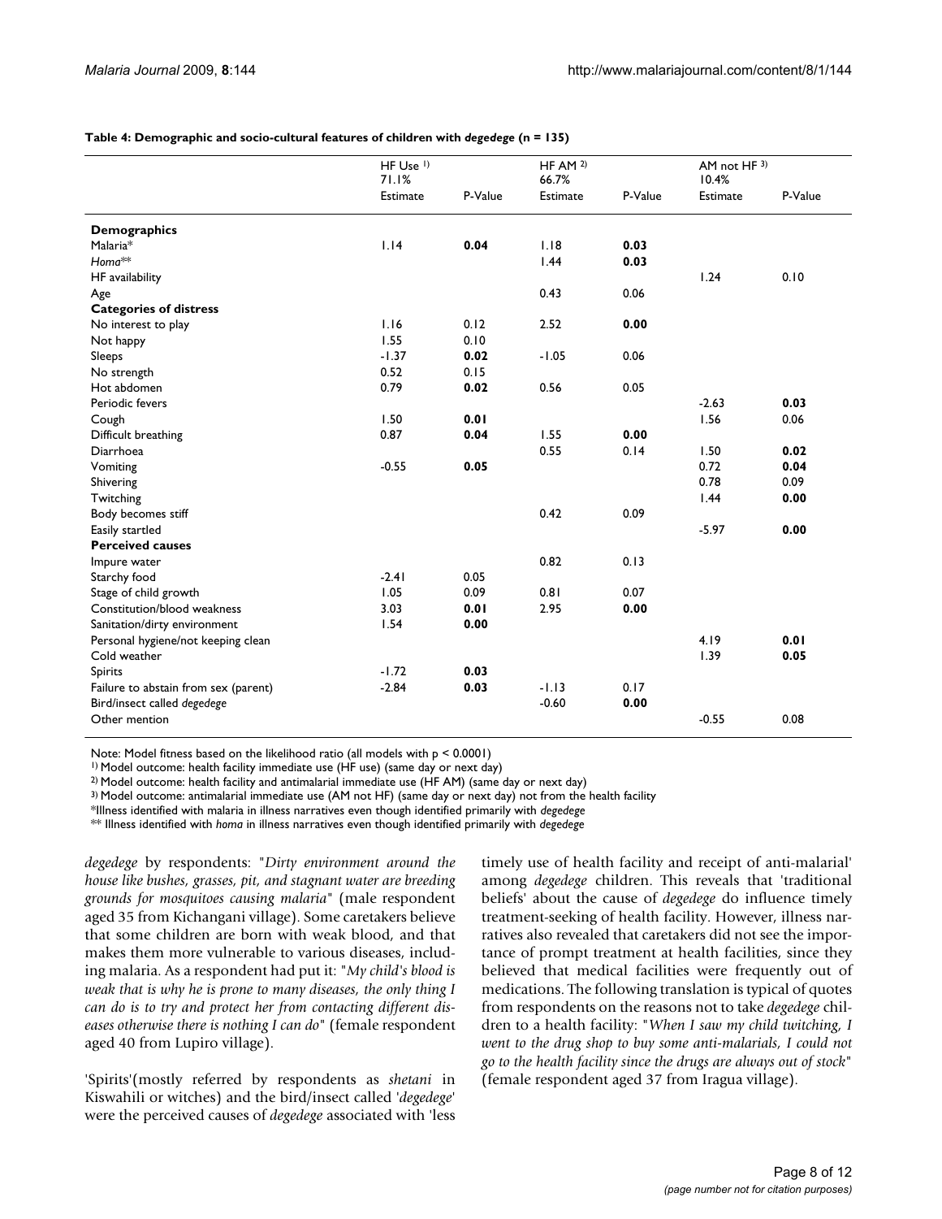**Table 4: Demographic and socio-cultural features of children with *degedege* (n = 135)**

| | HF Use [1) ] 71.1% | | HF AM [2)] 66.7% | | AM not HF [3)] 10.4% | |
|---|---|---|---|---|---|---|
| | Estimate | P-Value | Estimate | P-Value | Estimate | P-Value |
| **Demographics** | | | | | | |
| Malaria* | 1.14 | **0.04** | 1.18 | **0.03** | | |
| *Homa*** | | | 1.44 | **0.03** | | |
| HF availability | | | | | 1.24 | 0.10 |
| Age | | | 0.43 | 0.06 | | |
| **Categories of distress** | | | | | | |
| No interest to play | 1.16 | 0.12 | 2.52 | **0.00** | | |
| Not happy | 1.55 | 0.10 | | | | |
| Sleeps | -1.37 | **0.02** | -1.05 | 0.06 | | |
| No strength | 0.52 | 0.15 | | | | |
| Hot abdomen | 0.79 | **0.02** | 0.56 | 0.05 | | |
| Periodic fevers | | | | | -2.63 | **0.03** |
| Cough | 1.50 | **0.01** | | | 1.56 | 0.06 |
| Difficult breathing | 0.87 | **0.04** | 1.55 | **0.00** | | |
| Diarrhoea | | | 0.55 | 0.14 | 1.50 | **0.02** |
| Vomiting | -0.55 | **0.05** | | | 0.72 | **0.04** |
| Shivering | | | | | 0.78 | 0.09 |
| Twitching | | | | | 1.44 | **0.00** |
| Body becomes stiff | | | 0.42 | 0.09 | | |
| Easily startled | | | | | -5.97 | **0.00** |
| **Perceived causes** | | | | | | |
| Impure water | | | 0.82 | 0.13 | | |
| Starchy food | -2.41 | 0.05 | | | | |
| Stage of child growth | 1.05 | 0.09 | 0.81 | 0.07 | | |
| Constitution/blood weakness | 3.03 | **0.01** | 2.95 | **0.00** | | |
| Sanitation/dirty environment | 1.54 | **0.00** | | | | |
| Personal hygiene/not keeping clean | | | | | 4.19 | **0.01** |
| Cold weather | | | | | 1.39 | **0.05** |
| Spirits | -1.72 | **0.03** | | | | |
| Failure to abstain from sex (parent) | -2.84 | **0.03** | -1.13 | 0.17 | | |
| Bird/insect called *degedege* | | | -0.60 | **0.00** | | |
| Other mention | | | | | -0.55 | 0.08 |

Note: Model fitness based on the likelihood ratio (all models with $p < 0.0001$)

[1)] Model outcome: health facility immediate use (HF use) (same day or next day)

[2)] Model outcome: health facility and antimalarial immediate use (HF AM) (same day or next day)

[3)] Model outcome: antimalarial immediate use (AM not HF) (same day or next day) not from the health facility

*Illness identified with malaria in illness narratives even though identified primarily with *degedege*

** Illness identified with *homa* in illness narratives even though identified primarily with *degedege*

*degedege* by respondents: "*Dirty environment around the house like bushes, grasses, pit, and stagnant water are breeding grounds for mosquitoes causing malaria*" (male respondent aged 35 from Kichangani village). Some caretakers believe that some children are born with weak blood, and that makes them more vulnerable to various diseases, including malaria. As a respondent had put it: "*My child's blood is weak that is why he is prone to many diseases, the only thing I can do is to try and protect her from contacting different diseases otherwise there is nothing I can do*" (female respondent aged 40 from Lupiro village).

'Spirits'(mostly referred by respondents as *shetani* in Kiswahili or witches) and the bird/insect called '*degedege*' were the perceived causes of *degedege* associated with 'less timely use of health facility and receipt of anti-malarial' among *degedege* children. This reveals that 'traditional beliefs' about the cause of *degedege* do influence timely treatment-seeking of health facility. However, illness narratives also revealed that caretakers did not see the importance of prompt treatment at health facilities, since they believed that medical facilities were frequently out of medications. The following translation is typical of quotes from respondents on the reasons not to take *degedege* children to a health facility: "*When I saw my child twitching, I went to the drug shop to buy some anti-malarials, I could not go to the health facility since the drugs are always out of stock*" (female respondent aged 37 from Iragua village).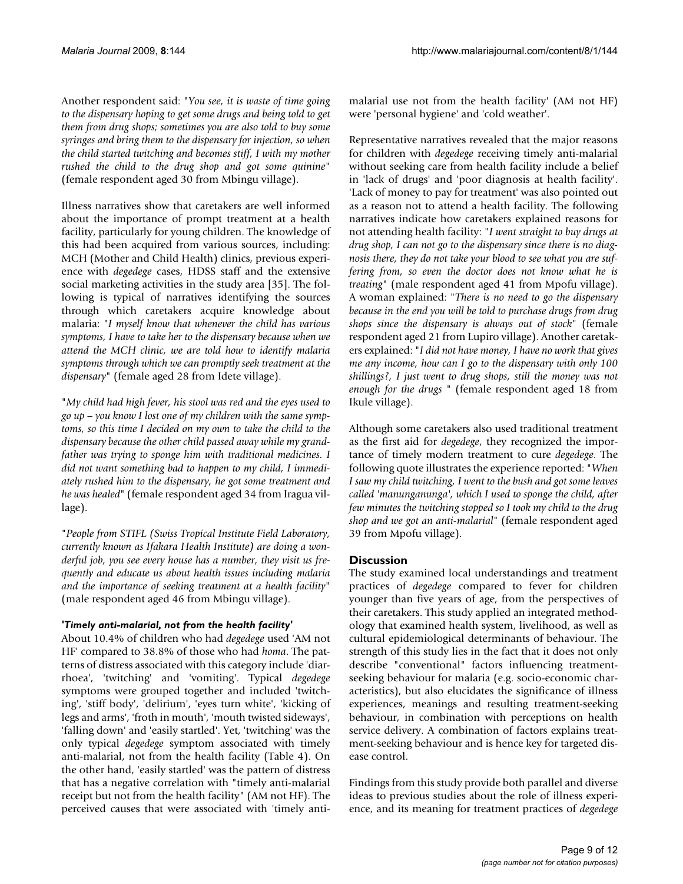Another respondent said: "*You see, it is waste of time going to the dispensary hoping to get some drugs and being told to get them from drug shops; sometimes you are also told to buy some syringes and bring them to the dispensary for injection, so when the child started twitching and becomes stiff, I with my mother rushed the child to the drug shop and got some quinine*" (female respondent aged 30 from Mbingu village).

Illness narratives show that caretakers are well informed about the importance of prompt treatment at a health facility, particularly for young children. The knowledge of this had been acquired from various sources, including: MCH (Mother and Child Health) clinics, previous experience with *degedege* cases, HDSS staff and the extensive social marketing activities in the study area [35]. The following is typical of narratives identifying the sources through which caretakers acquire knowledge about malaria: "*I myself know that whenever the child has various symptoms, I have to take her to the dispensary because when we attend the MCH clinic, we are told how to identify malaria symptoms through which we can promptly seek treatment at the dispensary*" (female aged 28 from Idete village).

"*My child had high fever, his stool was red and the eyes used to go up – you know I lost one of my children with the same symptoms, so this time I decided on my own to take the child to the dispensary because the other child passed away while my grandfather was trying to sponge him with traditional medicines. I did not want something bad to happen to my child, I immediately rushed him to the dispensary, he got some treatment and he was healed*" (female respondent aged 34 from Iragua village).

"*People from STIFL (Swiss Tropical Institute Field Laboratory, currently known as Ifakara Health Institute) are doing a wonderful job, you see every house has a number, they visit us frequently and educate us about health issues including malaria and the importance of seeking treatment at a health facility*" (male respondent aged 46 from Mbingu village).

### *'Timely anti-malarial, not from the health facility'*

About 10.4% of children who had *degedege* used 'AM not HF' compared to 38.8% of those who had *homa*. The patterns of distress associated with this category include 'diarrhoea', 'twitching' and 'vomiting'. Typical *degedege* symptoms were grouped together and included 'twitching', 'stiff body', 'delirium', 'eyes turn white', 'kicking of legs and arms', 'froth in mouth', 'mouth twisted sideways', 'falling down' and 'easily startled'. Yet, 'twitching' was the only typical *degedege* symptom associated with timely anti-malarial, not from the health facility (Table 4). On the other hand, 'easily startled' was the pattern of distress that has a negative correlation with "timely anti-malarial receipt but not from the health facility" (AM not HF). The perceived causes that were associated with 'timely anti-malarial use not from the health facility' (AM not HF) were 'personal hygiene' and 'cold weather'.

Representative narratives revealed that the major reasons for children with *degedege* receiving timely anti-malarial without seeking care from health facility include a belief in 'lack of drugs' and 'poor diagnosis at health facility'. 'Lack of money to pay for treatment' was also pointed out as a reason not to attend a health facility. The following narratives indicate how caretakers explained reasons for not attending health facility: "*I went straight to buy drugs at drug shop, I can not go to the dispensary since there is no diagnosis there, they do not take your blood to see what you are suffering from, so even the doctor does not know what he is treating*" (male respondent aged 41 from Mpofu village). A woman explained: "*There is no need to go the dispensary because in the end you will be told to purchase drugs from drug shops since the dispensary is always out of stock*" (female respondent aged 21 from Lupiro village). Another caretakers explained: "*I did not have money, I have no work that gives me any income, how can I go to the dispensary with only 100 shillings?, I just went to drug shops, still the money was not enough for the drugs* " (female respondent aged 18 from Ikule village).

Although some caretakers also used traditional treatment as the first aid for *degedege*, they recognized the importance of timely modern treatment to cure *degedege*. The following quote illustrates the experience reported: "*When I saw my child twitching, I went to the bush and got some leaves called 'manunganunga', which I used to sponge the child, after few minutes the twitching stopped so I took my child to the drug shop and we got an anti-malarial*" (female respondent aged 39 from Mpofu village).

## Discussion

The study examined local understandings and treatment practices of *degedege* compared to fever for children younger than five years of age, from the perspectives of their caretakers. This study applied an integrated methodology that examined health system, livelihood, as well as cultural epidemiological determinants of behaviour. The strength of this study lies in the fact that it does not only describe "conventional" factors influencing treatment-seeking behaviour for malaria (e.g. socio-economic characteristics), but also elucidates the significance of illness experiences, meanings and resulting treatment-seeking behaviour, in combination with perceptions on health service delivery. A combination of factors explains treatment-seeking behaviour and is hence key for targeted disease control.

Findings from this study provide both parallel and diverse ideas to previous studies about the role of illness experience, and its meaning for treatment practices of *degedege*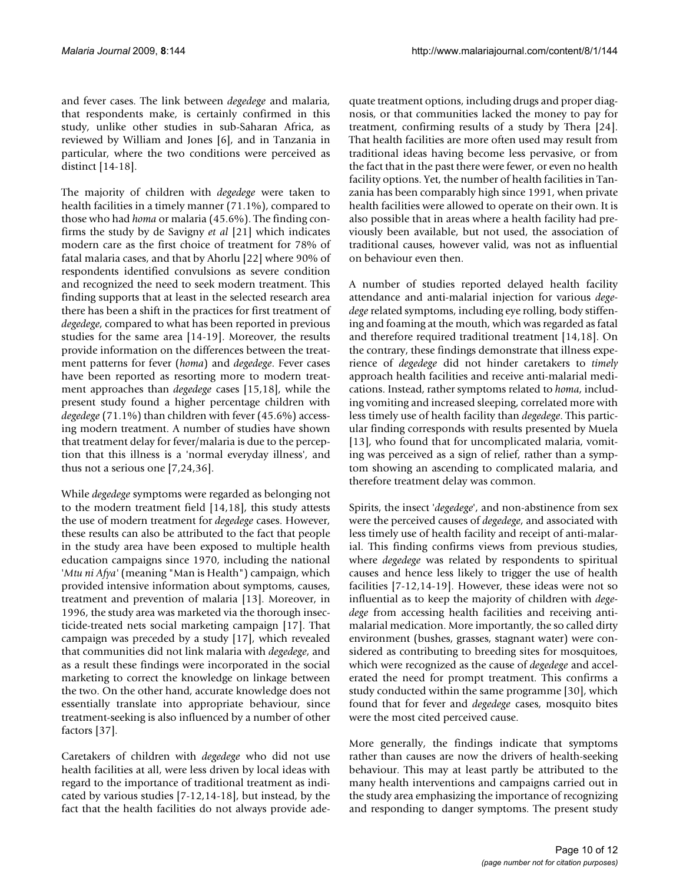and fever cases. The link between *degedege* and malaria, that respondents make, is certainly confirmed in this study, unlike other studies in sub-Saharan Africa, as reviewed by William and Jones [6], and in Tanzania in particular, where the two conditions were perceived as distinct [14-18].

The majority of children with *degedege* were taken to health facilities in a timely manner (71.1%), compared to those who had *homa* or malaria (45.6%). The finding confirms the study by de Savigny *et al* [21] which indicates modern care as the first choice of treatment for 78% of fatal malaria cases, and that by Ahorlu [22] where 90% of respondents identified convulsions as severe condition and recognized the need to seek modern treatment. This finding supports that at least in the selected research area there has been a shift in the practices for first treatment of *degedege*, compared to what has been reported in previous studies for the same area [14-19]. Moreover, the results provide information on the differences between the treatment patterns for fever (*homa*) and *degedege*. Fever cases have been reported as resorting more to modern treatment approaches than *degedege* cases [15,18], while the present study found a higher percentage children with *degedege* (71.1%) than children with fever (45.6%) accessing modern treatment. A number of studies have shown that treatment delay for fever/malaria is due to the perception that this illness is a 'normal everyday illness', and thus not a serious one [7,24,36].

While *degedege* symptoms were regarded as belonging not to the modern treatment field [14,18], this study attests the use of modern treatment for *degedege* cases. However, these results can also be attributed to the fact that people in the study area have been exposed to multiple health education campaigns since 1970, including the national '*Mtu ni Afya*' (meaning "Man is Health") campaign, which provided intensive information about symptoms, causes, treatment and prevention of malaria [13]. Moreover, in 1996, the study area was marketed via the thorough insecticide-treated nets social marketing campaign [17]. That campaign was preceded by a study [17], which revealed that communities did not link malaria with *degedege*, and as a result these findings were incorporated in the social marketing to correct the knowledge on linkage between the two. On the other hand, accurate knowledge does not essentially translate into appropriate behaviour, since treatment-seeking is also influenced by a number of other factors [37].

Caretakers of children with *degedege* who did not use health facilities at all, were less driven by local ideas with regard to the importance of traditional treatment as indicated by various studies [7-12,14-18], but instead, by the fact that the health facilities do not always provide adequate treatment options, including drugs and proper diagnosis, or that communities lacked the money to pay for treatment, confirming results of a study by Thera [24]. That health facilities are more often used may result from traditional ideas having become less pervasive, or from the fact that in the past there were fewer, or even no health facility options. Yet, the number of health facilities in Tanzania has been comparably high since 1991, when private health facilities were allowed to operate on their own. It is also possible that in areas where a health facility had previously been available, but not used, the association of traditional causes, however valid, was not as influential on behaviour even then.

A number of studies reported delayed health facility attendance and anti-malarial injection for various *degedege* related symptoms, including eye rolling, body stiffening and foaming at the mouth, which was regarded as fatal and therefore required traditional treatment [14,18]. On the contrary, these findings demonstrate that illness experience of *degedege* did not hinder caretakers to *timely* approach health facilities and receive anti-malarial medications. Instead, rather symptoms related to *homa*, including vomiting and increased sleeping, correlated more with less timely use of health facility than *degedege*. This particular finding corresponds with results presented by Muela [13], who found that for uncomplicated malaria, vomiting was perceived as a sign of relief, rather than a symptom showing an ascending to complicated malaria, and therefore treatment delay was common.

Spirits, the insect '*degedege*', and non-abstinence from sex were the perceived causes of *degedege*, and associated with less timely use of health facility and receipt of anti-malarial. This finding confirms views from previous studies, where *degedege* was related by respondents to spiritual causes and hence less likely to trigger the use of health facilities [7-12,14-19]. However, these ideas were not so influential as to keep the majority of children with *degedege* from accessing health facilities and receiving anti-malarial medication. More importantly, the so called dirty environment (bushes, grasses, stagnant water) were considered as contributing to breeding sites for mosquitoes, which were recognized as the cause of *degedege* and accelerated the need for prompt treatment. This confirms a study conducted within the same programme [30], which found that for fever and *degedege* cases, mosquito bites were the most cited perceived cause.

More generally, the findings indicate that symptoms rather than causes are now the drivers of health-seeking behaviour. This may at least partly be attributed to the many health interventions and campaigns carried out in the study area emphasizing the importance of recognizing and responding to danger symptoms. The present study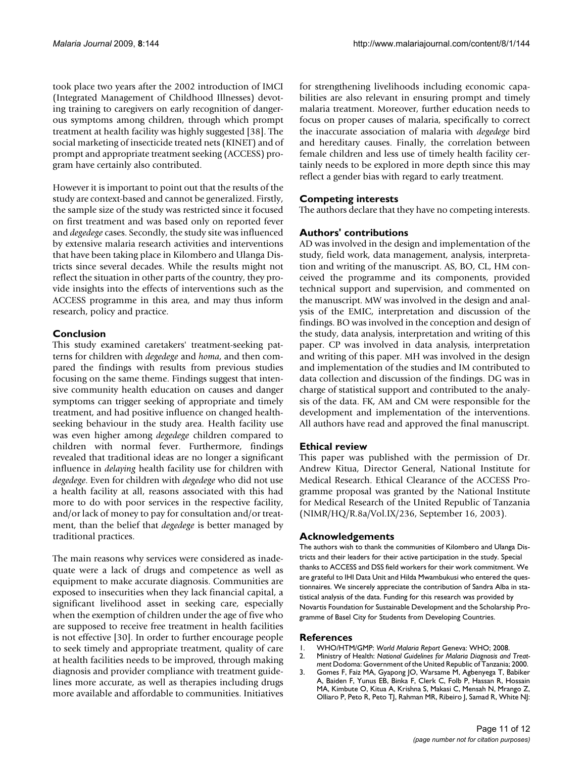took place two years after the 2002 introduction of IMCI (Integrated Management of Childhood Illnesses) devoting training to caregivers on early recognition of dangerous symptoms among children, through which prompt treatment at health facility was highly suggested [38]. The social marketing of insecticide treated nets (KINET) and of prompt and appropriate treatment seeking (ACCESS) program have certainly also contributed.

However it is important to point out that the results of the study are context-based and cannot be generalized. Firstly, the sample size of the study was restricted since it focused on first treatment and was based only on reported fever and *degedege* cases. Secondly, the study site was influenced by extensive malaria research activities and interventions that have been taking place in Kilombero and Ulanga Districts since several decades. While the results might not reflect the situation in other parts of the country, they provide insights into the effects of interventions such as the ACCESS programme in this area, and may thus inform research, policy and practice.

## Conclusion

This study examined caretakers' treatment-seeking patterns for children with *degedege* and *homa*, and then compared the findings with results from previous studies focusing on the same theme. Findings suggest that intensive community health education on causes and danger symptoms can trigger seeking of appropriate and timely treatment, and had positive influence on changed health-seeking behaviour in the study area. Health facility use was even higher among *degedege* children compared to children with normal fever. Furthermore, findings revealed that traditional ideas are no longer a significant influence in *delaying* health facility use for children with *degedege*. Even for children with *degedege* who did not use a health facility at all, reasons associated with this had more to do with poor services in the respective facility, and/or lack of money to pay for consultation and/or treatment, than the belief that *degedege* is better managed by traditional practices.

The main reasons why services were considered as inadequate were a lack of drugs and competence as well as equipment to make accurate diagnosis. Communities are exposed to insecurities when they lack financial capital, a significant livelihood asset in seeking care, especially when the exemption of children under the age of five who are supposed to receive free treatment in health facilities is not effective [30]. In order to further encourage people to seek timely and appropriate treatment, quality of care at health facilities needs to be improved, through making diagnosis and provider compliance with treatment guidelines more accurate, as well as therapies including drugs more available and affordable to communities. Initiatives for strengthening livelihoods including economic capabilities are also relevant in ensuring prompt and timely malaria treatment. Moreover, further education needs to focus on proper causes of malaria, specifically to correct the inaccurate association of malaria with *degedege* bird and hereditary causes. Finally, the correlation between female children and less use of timely health facility certainly needs to be explored in more depth since this may reflect a gender bias with regard to early treatment.

## Competing interests

The authors declare that they have no competing interests.

## Authors' contributions

AD was involved in the design and implementation of the study, field work, data management, analysis, interpretation and writing of the manuscript. AS, BO, CL, HM conceived the programme and its components, provided technical support and supervision, and commented on the manuscript. MW was involved in the design and analysis of the EMIC, interpretation and discussion of the findings. BO was involved in the conception and design of the study, data analysis, interpretation and writing of this paper. CP was involved in data analysis, interpretation and writing of this paper. MH was involved in the design and implementation of the studies and IM contributed to data collection and discussion of the findings. DG was in charge of statistical support and contributed to the analysis of the data. FK, AM and CM were responsible for the development and implementation of the interventions. All authors have read and approved the final manuscript.

## Ethical review

This paper was published with the permission of Dr. Andrew Kitua, Director General, National Institute for Medical Research. Ethical Clearance of the ACCESS Programme proposal was granted by the National Institute for Medical Research of the United Republic of Tanzania (NIMR/HQ/R.8a/Vol.IX/236, September 16, 2003).

## Acknowledgements

The authors wish to thank the communities of Kilombero and Ulanga Districts and their leaders for their active participation in the study. Special thanks to ACCESS and DSS field workers for their work commitment. We are grateful to IHI Data Unit and Hilda Mwambukusi who entered the questionnaires. We sincerely appreciate the contribution of Sandra Alba in statistical analysis of the data. Funding for this research was provided by Novartis Foundation for Sustainable Development and the Scholarship Programme of Basel City for Students from Developing Countries.

## References

1. WHO/HTM/GMP: *World Malaria Report* Geneva: WHO; 2008.
2. Ministry of Health: *National Guidelines for Malaria Diagnosis and Treatment* Dodoma: Government of the United Republic of Tanzania; 2000.
3. Gomes F, Faiz MA, Gyapong JO, Warsame M, Agbenyega T, Babiker A, Baiden F, Yunus EB, Binka F, Clerk C, Folb P, Hassan R, Hossain MA, Kimbute O, Kitua A, Krishna S, Makasi C, Mensah N, Mrango Z, Olliaro P, Peto R, Peto TJ, Rahman MR, Ribeiro J, Samad R, White NJ: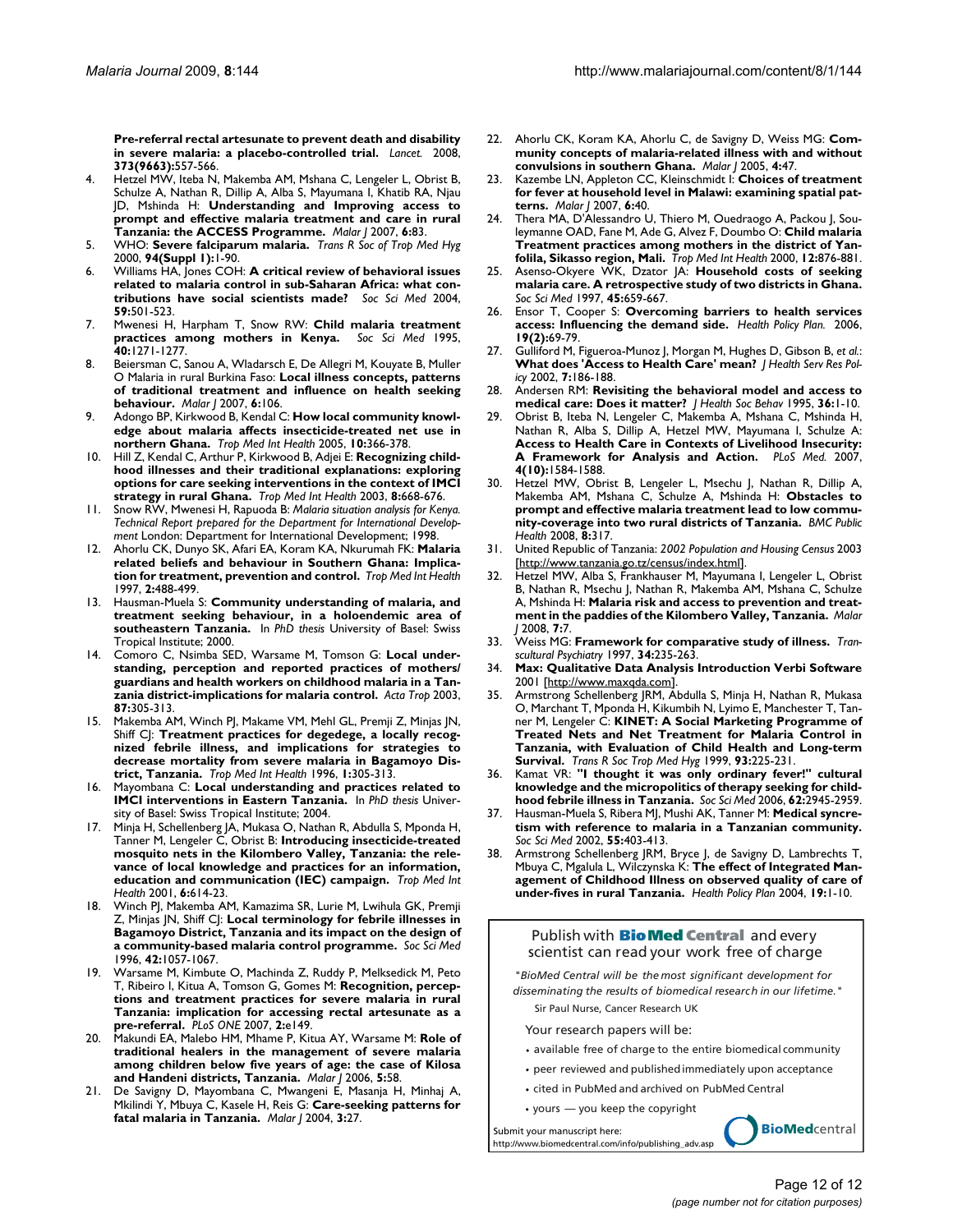Pre-referral rectal artesunate to prevent death and disability in severe malaria: a placebo-controlled trial. *Lancet.* 2008, **373(9663)**:557-566.

4. Hetzel MW, Iteba N, Makemba AM, Mshana C, Lengeler L, Obrist B, Schulze A, Nathan R, Dillip A, Alba S, Mayumana I, Khatib RA, Njau JD, Mshinda H: **Understanding and Improving access to prompt and effective malaria treatment and care in rural Tanzania: the ACCESS Programme.** *Malar J* 2007, **6**:83.
5. WHO: **Severe falciparum malaria.** *Trans R Soc of Trop Med Hyg* 2000, **94(Suppl 1)**:1-90.
6. Williams HA, Jones COH: **A critical review of behavioral issues related to malaria control in sub-Saharan Africa: what contributions have social scientists made?** *Soc Sci Med* 2004, **59**:501-523.
7. Mwenesi H, Harpham T, Snow RW: **Child malaria treatment practices among mothers in Kenya.** *Soc Sci Med* 1995, **40**:1271-1277.
8. Beiersman C, Sanou A, Wladarsch E, De Allegri M, Kouyate B, Muller O Malaria in rural Burkina Faso: **Local illness concepts, patterns of traditional treatment and influence on health seeking behaviour.** *Malar J* 2007, **6**:106.
9. Adongo BP, Kirkwood B, Kendal C: **How local community knowledge about malaria affects insecticide-treated net use in northern Ghana.** *Trop Med Int Health* 2005, **10**:366-378.
10. Hill Z, Kendal C, Arthur P, Kirkwood B, Adjei E: **Recognizing childhood illnesses and their traditional explanations: exploring options for care seeking interventions in the context of IMCI strategy in rural Ghana.** *Trop Med Int Health* 2003, **8**:668-676.
11. Snow RW, Mwenesi H, Rapuoda B: *Malaria situation analysis for Kenya. Technical Report prepared for the Department for International Development* London: Department for International Development; 1998.
12. Ahorlu CK, Dunyo SK, Afari EA, Koram KA, Nkurumah FK: **Malaria related beliefs and behaviour in Southern Ghana: Implication for treatment, prevention and control.** *Trop Med Int Health* 1997, **2**:488-499.
13. Hausman-Muela S: **Community understanding of malaria, and treatment seeking behaviour, in a holoendemic area of southeastern Tanzania.** In *PhD thesis* University of Basel: Swiss Tropical Institute; 2000.
14. Comoro C, Nsimba SED, Warsame M, Tomson G: **Local understanding, perception and reported practices of mothers/guardians and health workers on childhood malaria in a Tanzania district-implications for malaria control.** *Acta Trop* 2003, **87**:305-313.
15. Makemba AM, Winch PJ, Makame VM, Mehl GL, Premji Z, Minjas JN, Shiff CJ: **Treatment practices for degedege, a locally recognized febrile illness, and implications for strategies to decrease mortality from severe malaria in Bagamoyo District, Tanzania.** *Trop Med Int Health* 1996, **1**:305-313.
16. Mayombana C: **Local understanding and practices related to IMCI interventions in Eastern Tanzania.** In *PhD thesis* University of Basel: Swiss Tropical Institute; 2004.
17. Minja H, Schellenberg JA, Mukasa O, Nathan R, Abdulla S, Mponda H, Tanner M, Lengeler C, Obrist B: **Introducing insecticide-treated mosquito nets in the Kilombero Valley, Tanzania: the relevance of local knowledge and practices for an information, education and communication (IEC) campaign.** *Trop Med Int Health* 2001, **6**:614-23.
18. Winch PJ, Makemba AM, Kamazima SR, Lurie M, Lwihula GK, Premji Z, Minjas JN, Shiff CJ: **Local terminology for febrile illnesses in Bagamoyo District, Tanzania and its impact on the design of a community-based malaria control programme.** *Soc Sci Med* 1996, **42**:1057-1067.
19. Warsame M, Kimbute O, Machinda Z, Ruddy P, Melksedick M, Peto T, Ribeiro I, Kitua A, Tomson G, Gomes M: **Recognition, perceptions and treatment practices for severe malaria in rural Tanzania: implication for accessing rectal artesunate as a pre-referral.** *PLoS ONE* 2007, **2**:e149.
20. Makundi EA, Malebo HM, Mhame P, Kitua AY, Warsame M: **Role of traditional healers in the management of severe malaria among children below five years of age: the case of Kilosa and Handeni districts, Tanzania.** *Malar J* 2006, **5**:58.
21. De Savigny D, Mayombana C, Mwangeni E, Masanja H, Minhaj A, Mkilindi Y, Mbuya C, Kasele H, Reis G: **Care-seeking patterns for fatal malaria in Tanzania.** *Malar J* 2004, **3**:27.
22. Ahorlu CK, Koram KA, Ahorlu C, de Savigny D, Weiss MG: **Community concepts of malaria-related illness with and without convulsions in southern Ghana.** *Malar J* 2005, **4**:47.
23. Kazembe LN, Appleton CC, Kleinschmidt I: **Choices of treatment for fever at household level in Malawi: examining spatial patterns.** *Malar J* 2007, **6**:40.
24. Thera MA, D'Alessandro U, Thiero M, Ouedraogo A, Packou J, Souleymanne OAD, Fane M, Ade G, Alvez F, Doumbo O: **Child malaria Treatment practices among mothers in the district of Yanfolila, Sikasso region, Mali.** *Trop Med Int Health* 2000, **12**:876-881.
25. Asenso-Okyere WK, Dzator JA: **Household costs of seeking malaria care. A retrospective study of two districts in Ghana.** *Soc Sci Med* 1997, **45**:659-667.
26. Ensor T, Cooper S: **Overcoming barriers to health services access: Influencing the demand side.** *Health Policy Plan.* 2006, **19(2)**:69-79.
27. Gulliford M, Figueroa-Munoz J, Morgan M, Hughes D, Gibson B, *et al.*: **What does 'Access to Health Care' mean?** *J Health Serv Res Policy* 2002, **7**:186-188.
28. Andersen RM: **Revisiting the behavioral model and access to medical care: Does it matter?** *J Health Soc Behav* 1995, **36**:1-10.
29. Obrist B, Iteba N, Lengeler C, Makemba A, Mshana C, Mshinda H, Nathan R, Alba S, Dillip A, Hetzel MW, Mayumana I, Schulze A: **Access to Health Care in Contexts of Livelihood Insecurity: A Framework for Analysis and Action.** *PLoS Med.* 2007, **4(10)**:1584-1588.
30. Hetzel MW, Obrist B, Lengeler L, Msechu J, Nathan R, Dillip A, Makemba AM, Mshana C, Schulze A, Mshinda H: **Obstacles to prompt and effective malaria treatment lead to low community-coverage into two rural districts of Tanzania.** *BMC Public Health* 2008, **8**:317.
31. United Republic of Tanzania: *2002 Population and Housing Census* 2003 [http://www.tanzania.go.tz/census/index.html].
32. Hetzel MW, Alba S, Frankhauser M, Mayumana I, Lengeler L, Obrist B, Nathan R, Msechu J, Nathan R, Makemba AM, Mshana C, Schulze A, Mshinda H: **Malaria risk and access to prevention and treatment in the paddies of the Kilombero Valley, Tanzania.** *Malar J* 2008, **7**:7.
33. Weiss MG: **Framework for comparative study of illness.** *Transcultural Psychiatry* 1997, **34**:235-263.
34. **Max: Qualitative Data Analysis Introduction Verbi Software** 2001 [http://www.maxqda.com].
35. Armstrong Schellenberg JRM, Abdulla S, Minja H, Nathan R, Mukasa O, Marchant T, Mponda H, Kikumbih N, Lyimo E, Manchester T, Tanner M, Lengeler C: **KINET: A Social Marketing Programme of Treated Nets and Net Treatment for Malaria Control in Tanzania, with Evaluation of Child Health and Long-term Survival.** *Trans R Soc Trop Med Hyg* 1999, **93**:225-231.
36. Kamat VR: **"I thought it was only ordinary fever!" cultural knowledge and the micropolitics of therapy seeking for childhood febrile illness in Tanzania.** *Soc Sci Med* 2006, **62**:2945-2959.
37. Hausman-Muela S, Ribera MJ, Mushi AK, Tanner M: **Medical syncretism with reference to malaria in a Tanzanian community.** *Soc Sci Med* 2002, **55**:403-413.
38. Armstrong Schellenberg JRM, Bryce J, de Savigny D, Lambrechts T, Mbuya C, Mgalula L, Wilczynska K: **The effect of Integrated Management of Childhood Illness on observed quality of care of under-fives in rural Tanzania.** *Health Policy Plan* 2004, **19**:1-10.

Publish with **BioMed Central** and every scientist can read your work free of charge

*"BioMed Central will be the most significant development for disseminating the results of biomedical research in our lifetime."*
Sir Paul Nurse, Cancer Research UK

Your research papers will be:

- available free of charge to the entire biomedical community
- peer reviewed and published immediately upon acceptance
- cited in PubMed and archived on PubMed Central
- yours — you keep the copyright

Submit your manuscript here:
http://www.biomedcentral.com/info/publishing_adv.asp

BioMedcentral